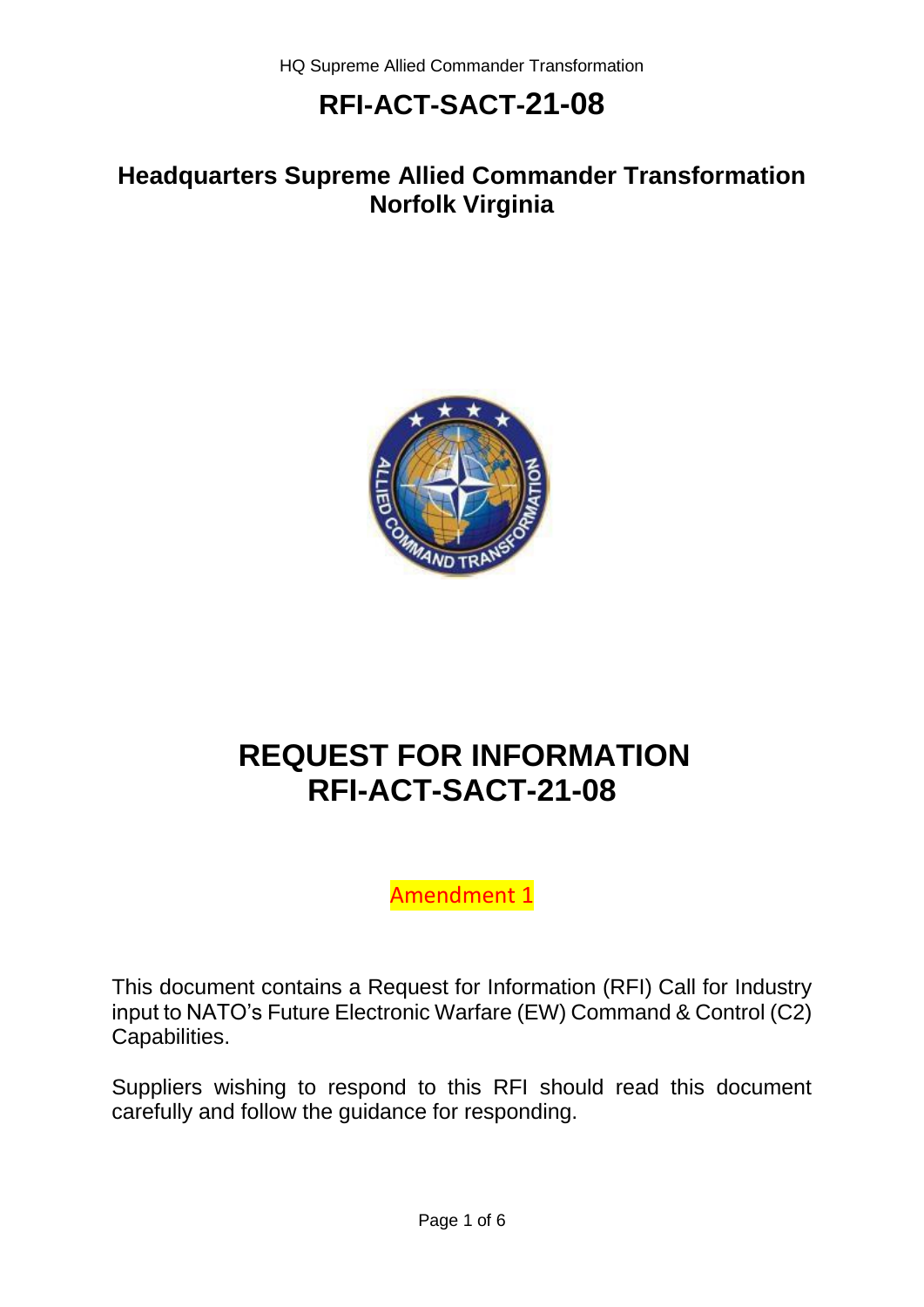# RFI-ACT-SACT-21-08

## Headquarters Supreme Allied Commander Transformation
## Norfolk Virginia

# REQUEST FOR INFORMATION
# RFI-ACT-SACT-21-08

Amendment 1

This document contains a Request for Information (RFI) Call for Industry input to NATO's Future Electronic Warfare (EW) Command & Control (C2) Capabilities.

Suppliers wishing to respond to this RFI should read this document carefully and follow the guidance for responding.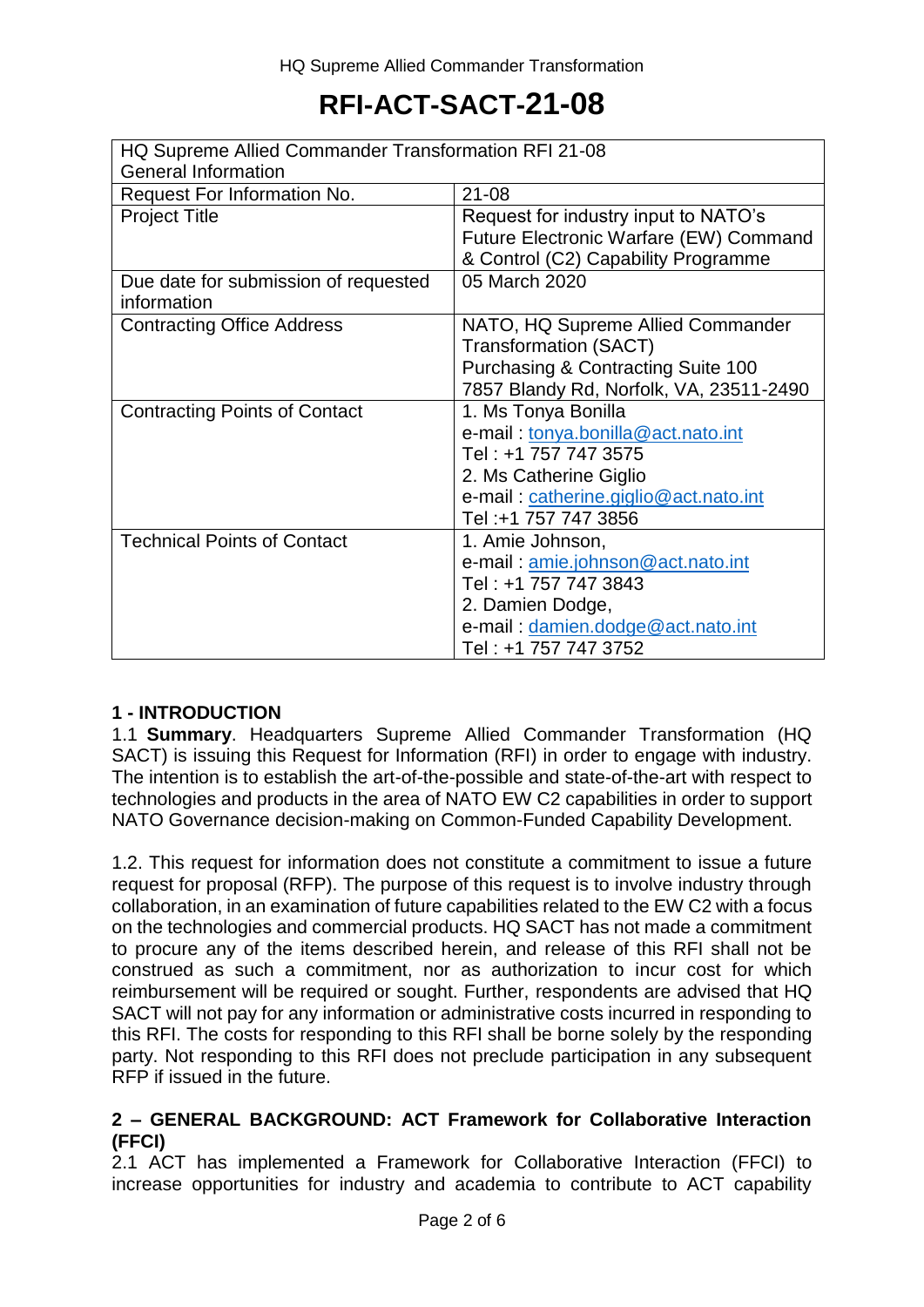# RFI-ACT-SACT-21-08

| HQ Supreme Allied Commander Transformation RFI 21-08 General Information | |
|---|---|
| Request For Information No. | 21-08 |
| Project Title | Request for industry input to NATO's Future Electronic Warfare (EW) Command & Control (C2) Capability Programme |
| Due date for submission of requested information | 05 March 2020 |
| Contracting Office Address | NATO, HQ Supreme Allied Commander Transformation (SACT)<br>Purchasing & Contracting Suite 100<br>7857 Blandy Rd, Norfolk, VA, 23511-2490 |
| Contracting Points of Contact | 1. Ms Tonya Bonilla<br>e-mail : tonya.bonilla@act.nato.int<br>Tel : +1 757 747 3575<br>2. Ms Catherine Giglio<br>e-mail : catherine.giglio@act.nato.int<br>Tel :+1 757 747 3856 |
| Technical Points of Contact | 1. Amie Johnson,<br>e-mail : amie.johnson@act.nato.int<br>Tel : +1 757 747 3843<br>2. Damien Dodge,<br>e-mail : damien.dodge@act.nato.int<br>Tel : +1 757 747 3752 |

## 1 - INTRODUCTION

1.1 **Summary**. Headquarters Supreme Allied Commander Transformation (HQ SACT) is issuing this Request for Information (RFI) in order to engage with industry. The intention is to establish the art-of-the-possible and state-of-the-art with respect to technologies and products in the area of NATO EW C2 capabilities in order to support NATO Governance decision-making on Common-Funded Capability Development.

1.2. This request for information does not constitute a commitment to issue a future request for proposal (RFP). The purpose of this request is to involve industry through collaboration, in an examination of future capabilities related to the EW C2 with a focus on the technologies and commercial products. HQ SACT has not made a commitment to procure any of the items described herein, and release of this RFI shall not be construed as such a commitment, nor as authorization to incur cost for which reimbursement will be required or sought. Further, respondents are advised that HQ SACT will not pay for any information or administrative costs incurred in responding to this RFI. The costs for responding to this RFI shall be borne solely by the responding party. Not responding to this RFI does not preclude participation in any subsequent RFP if issued in the future.

## 2 – GENERAL BACKGROUND: ACT Framework for Collaborative Interaction (FFCI)

2.1 ACT has implemented a Framework for Collaborative Interaction (FFCI) to increase opportunities for industry and academia to contribute to ACT capability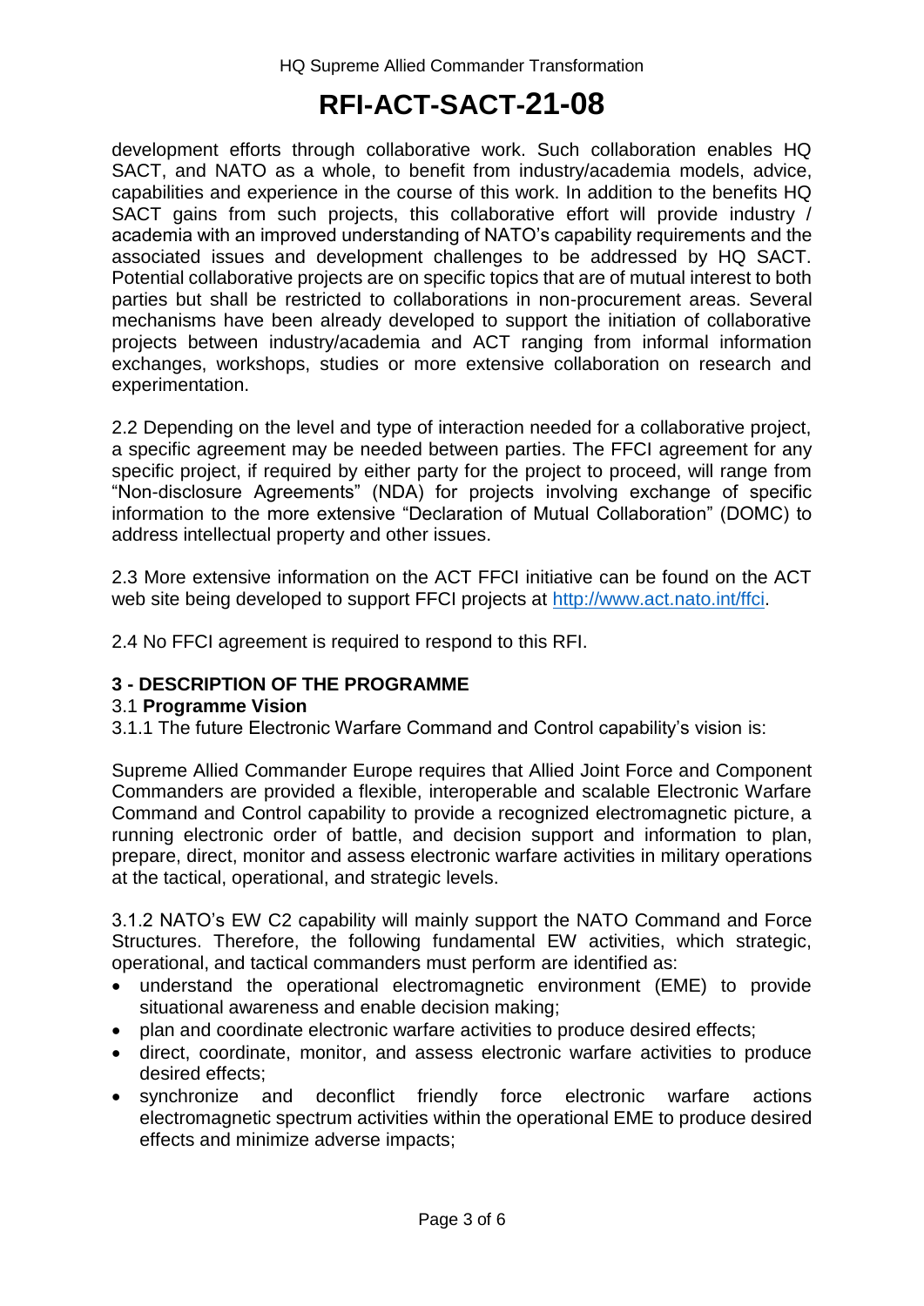development efforts through collaborative work. Such collaboration enables HQ SACT, and NATO as a whole, to benefit from industry/academia models, advice, capabilities and experience in the course of this work. In addition to the benefits HQ SACT gains from such projects, this collaborative effort will provide industry / academia with an improved understanding of NATO's capability requirements and the associated issues and development challenges to be addressed by HQ SACT. Potential collaborative projects are on specific topics that are of mutual interest to both parties but shall be restricted to collaborations in non-procurement areas. Several mechanisms have been already developed to support the initiation of collaborative projects between industry/academia and ACT ranging from informal information exchanges, workshops, studies or more extensive collaboration on research and experimentation.

2.2 Depending on the level and type of interaction needed for a collaborative project, a specific agreement may be needed between parties. The FFCI agreement for any specific project, if required by either party for the project to proceed, will range from "Non-disclosure Agreements" (NDA) for projects involving exchange of specific information to the more extensive "Declaration of Mutual Collaboration" (DOMC) to address intellectual property and other issues.

2.3 More extensive information on the ACT FFCI initiative can be found on the ACT web site being developed to support FFCI projects at http://www.act.nato.int/ffci.

2.4 No FFCI agreement is required to respond to this RFI.

## 3 - DESCRIPTION OF THE PROGRAMME

### 3.1 Programme Vision

3.1.1 The future Electronic Warfare Command and Control capability's vision is:

Supreme Allied Commander Europe requires that Allied Joint Force and Component Commanders are provided a flexible, interoperable and scalable Electronic Warfare Command and Control capability to provide a recognized electromagnetic picture, a running electronic order of battle, and decision support and information to plan, prepare, direct, monitor and assess electronic warfare activities in military operations at the tactical, operational, and strategic levels.

3.1.2 NATO's EW C2 capability will mainly support the NATO Command and Force Structures. Therefore, the following fundamental EW activities, which strategic, operational, and tactical commanders must perform are identified as:

- understand the operational electromagnetic environment (EME) to provide situational awareness and enable decision making;
- plan and coordinate electronic warfare activities to produce desired effects;
- direct, coordinate, monitor, and assess electronic warfare activities to produce desired effects;
- synchronize and deconflict friendly force electronic warfare actions electromagnetic spectrum activities within the operational EME to produce desired effects and minimize adverse impacts;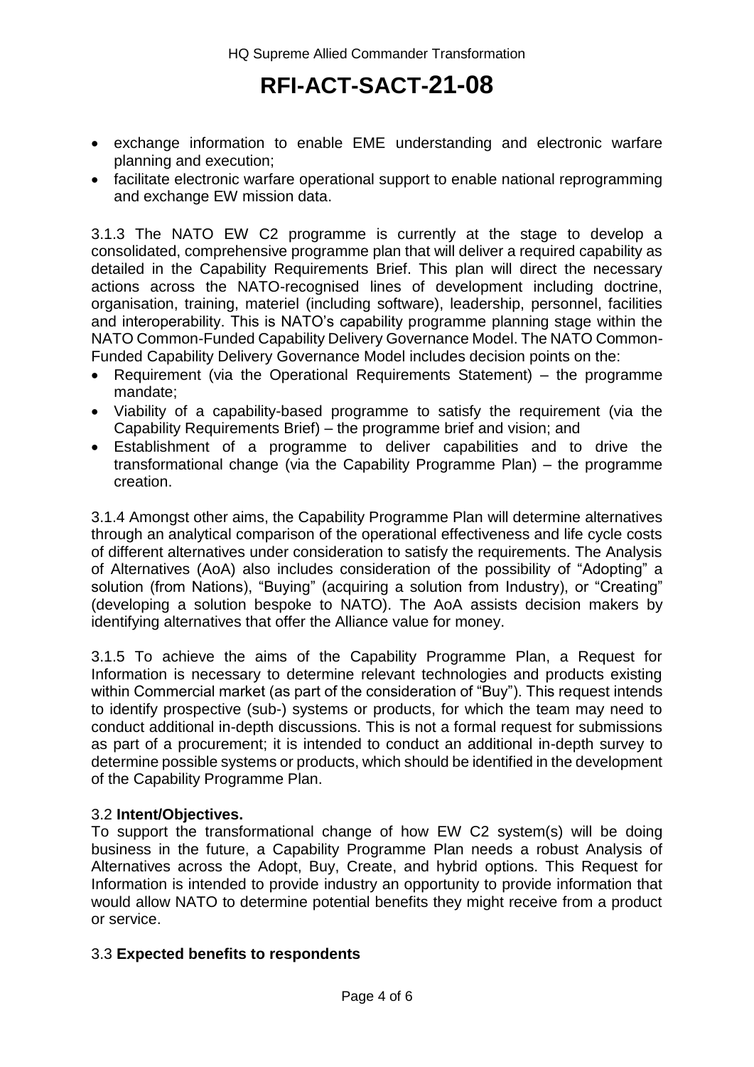- exchange information to enable EME understanding and electronic warfare planning and execution;
- facilitate electronic warfare operational support to enable national reprogramming and exchange EW mission data.

3.1.3 The NATO EW C2 programme is currently at the stage to develop a consolidated, comprehensive programme plan that will deliver a required capability as detailed in the Capability Requirements Brief. This plan will direct the necessary actions across the NATO-recognised lines of development including doctrine, organisation, training, materiel (including software), leadership, personnel, facilities and interoperability. This is NATO's capability programme planning stage within the NATO Common-Funded Capability Delivery Governance Model. The NATO Common-Funded Capability Delivery Governance Model includes decision points on the:

- Requirement (via the Operational Requirements Statement) – the programme mandate;
- Viability of a capability-based programme to satisfy the requirement (via the Capability Requirements Brief) – the programme brief and vision; and
- Establishment of a programme to deliver capabilities and to drive the transformational change (via the Capability Programme Plan) – the programme creation.

3.1.4 Amongst other aims, the Capability Programme Plan will determine alternatives through an analytical comparison of the operational effectiveness and life cycle costs of different alternatives under consideration to satisfy the requirements. The Analysis of Alternatives (AoA) also includes consideration of the possibility of "Adopting" a solution (from Nations), "Buying" (acquiring a solution from Industry), or "Creating" (developing a solution bespoke to NATO). The AoA assists decision makers by identifying alternatives that offer the Alliance value for money.

3.1.5 To achieve the aims of the Capability Programme Plan, a Request for Information is necessary to determine relevant technologies and products existing within Commercial market (as part of the consideration of "Buy"). This request intends to identify prospective (sub-) systems or products, for which the team may need to conduct additional in-depth discussions. This is not a formal request for submissions as part of a procurement; it is intended to conduct an additional in-depth survey to determine possible systems or products, which should be identified in the development of the Capability Programme Plan.

3.2 **Intent/Objectives.**

To support the transformational change of how EW C2 system(s) will be doing business in the future, a Capability Programme Plan needs a robust Analysis of Alternatives across the Adopt, Buy, Create, and hybrid options. This Request for Information is intended to provide industry an opportunity to provide information that would allow NATO to determine potential benefits they might receive from a product or service.

3.3 **Expected benefits to respondents**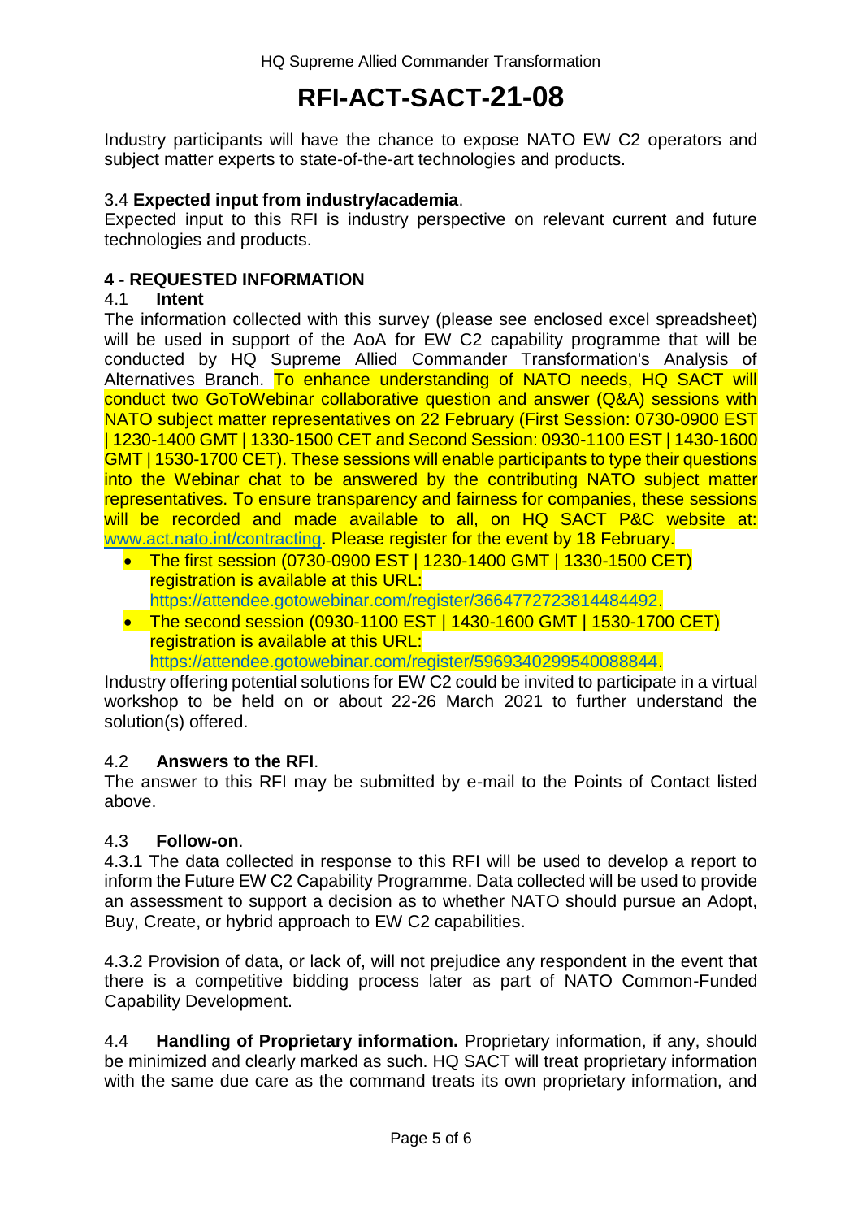Industry participants will have the chance to expose NATO EW C2 operators and subject matter experts to state-of-the-art technologies and products.

3.4 **Expected input from industry/academia**.

Expected input to this RFI is industry perspective on relevant current and future technologies and products.

## 4 - REQUESTED INFORMATION

4.1 **Intent**

The information collected with this survey (please see enclosed excel spreadsheet) will be used in support of the AoA for EW C2 capability programme that will be conducted by HQ Supreme Allied Commander Transformation's Analysis of Alternatives Branch. To enhance understanding of NATO needs, HQ SACT will conduct two GoToWebinar collaborative question and answer (Q&A) sessions with NATO subject matter representatives on 22 February (First Session: 0730-0900 EST | 1230-1400 GMT | 1330-1500 CET and Second Session: 0930-1100 EST | 1430-1600 GMT | 1530-1700 CET). These sessions will enable participants to type their questions into the Webinar chat to be answered by the contributing NATO subject matter representatives. To ensure transparency and fairness for companies, these sessions will be recorded and made available to all, on HQ SACT P&C website at: www.act.nato.int/contracting. Please register for the event by 18 February.

- The first session (0730-0900 EST | 1230-1400 GMT | 1330-1500 CET) registration is available at this URL: https://attendee.gotowebinar.com/register/3664772723814484492.
- The second session (0930-1100 EST | 1430-1600 GMT | 1530-1700 CET) registration is available at this URL: https://attendee.gotowebinar.com/register/5969340299540088844.

Industry offering potential solutions for EW C2 could be invited to participate in a virtual workshop to be held on or about 22-26 March 2021 to further understand the solution(s) offered.

4.2 **Answers to the RFI**.

The answer to this RFI may be submitted by e-mail to the Points of Contact listed above.

4.3 **Follow-on**.

4.3.1 The data collected in response to this RFI will be used to develop a report to inform the Future EW C2 Capability Programme. Data collected will be used to provide an assessment to support a decision as to whether NATO should pursue an Adopt, Buy, Create, or hybrid approach to EW C2 capabilities.

4.3.2 Provision of data, or lack of, will not prejudice any respondent in the event that there is a competitive bidding process later as part of NATO Common-Funded Capability Development.

4.4 **Handling of Proprietary information.** Proprietary information, if any, should be minimized and clearly marked as such. HQ SACT will treat proprietary information with the same due care as the command treats its own proprietary information, and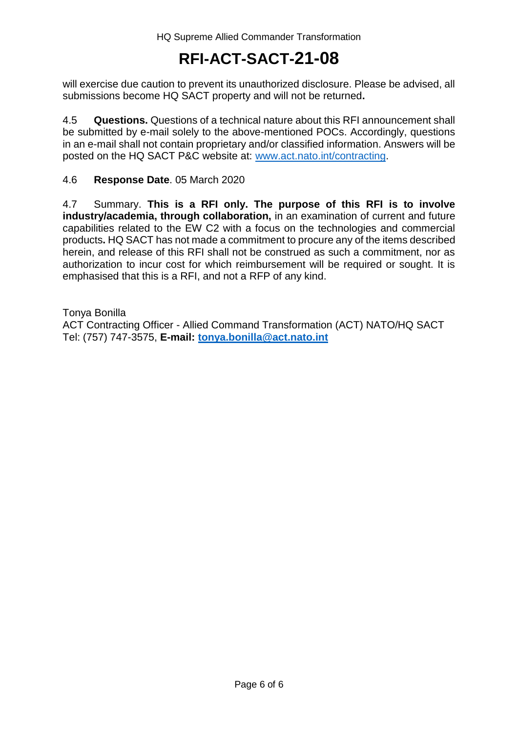will exercise due caution to prevent its unauthorized disclosure. Please be advised, all submissions become HQ SACT property and will not be returned**.**

4.5 **Questions.** Questions of a technical nature about this RFI announcement shall be submitted by e-mail solely to the above-mentioned POCs. Accordingly, questions in an e-mail shall not contain proprietary and/or classified information. Answers will be posted on the HQ SACT P&C website at: [www.act.nato.int/contracting](www.act.nato.int/contracting).

4.6 **Response Date**. 05 March 2020

4.7 Summary. **This is a RFI only. The purpose of this RFI is to involve industry/academia, through collaboration,** in an examination of current and future capabilities related to the EW C2 with a focus on the technologies and commercial products**.** HQ SACT has not made a commitment to procure any of the items described herein, and release of this RFI shall not be construed as such a commitment, nor as authorization to incur cost for which reimbursement will be required or sought. It is emphasised that this is a RFI, and not a RFP of any kind.

Tonya Bonilla
ACT Contracting Officer - Allied Command Transformation (ACT) NATO/HQ SACT
Tel: (757) 747-3575, **E-mail: [tonya.bonilla@act.nato.int](mailto:tonya.bonilla@act.nato.int)**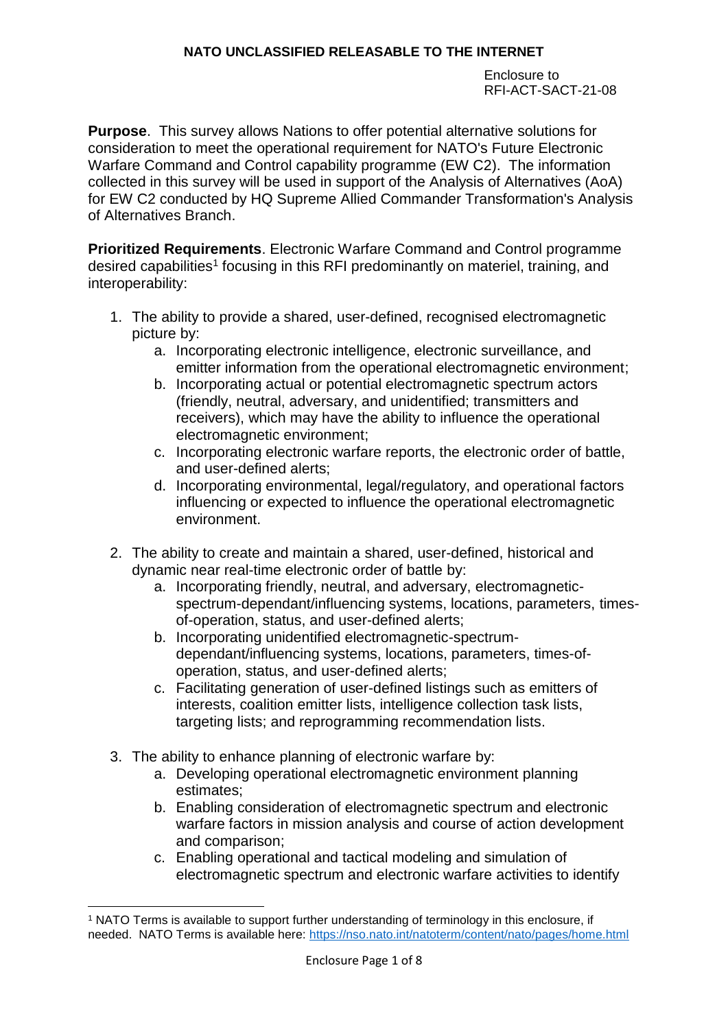**NATO UNCLASSIFIED RELEASABLE TO THE INTERNET**

Enclosure to
RFI-ACT-SACT-21-08

**Purpose**. This survey allows Nations to offer potential alternative solutions for consideration to meet the operational requirement for NATO's Future Electronic Warfare Command and Control capability programme (EW C2). The information collected in this survey will be used in support of the Analysis of Alternatives (AoA) for EW C2 conducted by HQ Supreme Allied Commander Transformation's Analysis of Alternatives Branch.

**Prioritized Requirements**. Electronic Warfare Command and Control programme desired capabilities[1] focusing in this RFI predominantly on materiel, training, and interoperability:

1. The ability to provide a shared, user-defined, recognised electromagnetic picture by:
   a. Incorporating electronic intelligence, electronic surveillance, and emitter information from the operational electromagnetic environment;
   b. Incorporating actual or potential electromagnetic spectrum actors (friendly, neutral, adversary, and unidentified; transmitters and receivers), which may have the ability to influence the operational electromagnetic environment;
   c. Incorporating electronic warfare reports, the electronic order of battle, and user-defined alerts;
   d. Incorporating environmental, legal/regulatory, and operational factors influencing or expected to influence the operational electromagnetic environment.

2. The ability to create and maintain a shared, user-defined, historical and dynamic near real-time electronic order of battle by:
   a. Incorporating friendly, neutral, and adversary, electromagnetic-spectrum-dependant/influencing systems, locations, parameters, times-of-operation, status, and user-defined alerts;
   b. Incorporating unidentified electromagnetic-spectrum-dependant/influencing systems, locations, parameters, times-of-operation, status, and user-defined alerts;
   c. Facilitating generation of user-defined listings such as emitters of interests, coalition emitter lists, intelligence collection task lists, targeting lists; and reprogramming recommendation lists.

3. The ability to enhance planning of electronic warfare by:
   a. Developing operational electromagnetic environment planning estimates;
   b. Enabling consideration of electromagnetic spectrum and electronic warfare factors in mission analysis and course of action development and comparison;
   c. Enabling operational and tactical modeling and simulation of electromagnetic spectrum and electronic warfare activities to identify

[1] NATO Terms is available to support further understanding of terminology in this enclosure, if needed. NATO Terms is available here: https://nso.nato.int/natoterm/content/nato/pages/home.html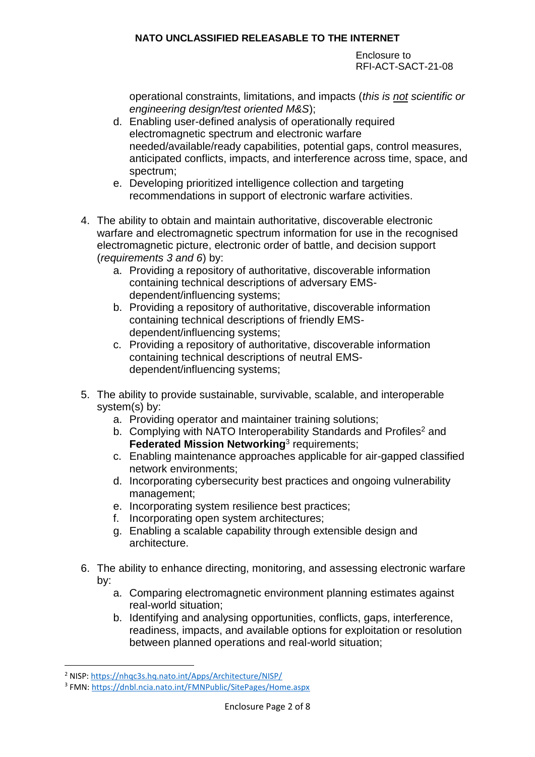operational constraints, limitations, and impacts (*this is* *__not__* *scientific or engineering design/test oriented M&S*);

   d. Enabling user-defined analysis of operationally required electromagnetic spectrum and electronic warfare needed/available/ready capabilities, potential gaps, control measures, anticipated conflicts, impacts, and interference across time, space, and spectrum;
   e. Developing prioritized intelligence collection and targeting recommendations in support of electronic warfare activities.

4. The ability to obtain and maintain authoritative, discoverable electronic warfare and electromagnetic spectrum information for use in the recognised electromagnetic picture, electronic order of battle, and decision support (*requirements 3 and 6*) by:
   a. Providing a repository of authoritative, discoverable information containing technical descriptions of adversary EMS-dependent/influencing systems;
   b. Providing a repository of authoritative, discoverable information containing technical descriptions of friendly EMS-dependent/influencing systems;
   c. Providing a repository of authoritative, discoverable information containing technical descriptions of neutral EMS-dependent/influencing systems;

5. The ability to provide sustainable, survivable, scalable, and interoperable system(s) by:
   a. Providing operator and maintainer training solutions;
   b. Complying with NATO Interoperability Standards and Profiles[2] and **Federated Mission Networking**[3] requirements;
   c. Enabling maintenance approaches applicable for air-gapped classified network environments;
   d. Incorporating cybersecurity best practices and ongoing vulnerability management;
   e. Incorporating system resilience best practices;
   f. Incorporating open system architectures;
   g. Enabling a scalable capability through extensible design and architecture.

6. The ability to enhance directing, monitoring, and assessing electronic warfare by:
   a. Comparing electromagnetic environment planning estimates against real-world situation;
   b. Identifying and analysing opportunities, conflicts, gaps, interference, readiness, impacts, and available options for exploitation or resolution between planned operations and real-world situation;

---

[2] NISP: https://nhqc3s.hq.nato.int/Apps/Architecture/NISP/

[3] FMN: https://dnbl.ncia.nato.int/FMNPublic/SitePages/Home.aspx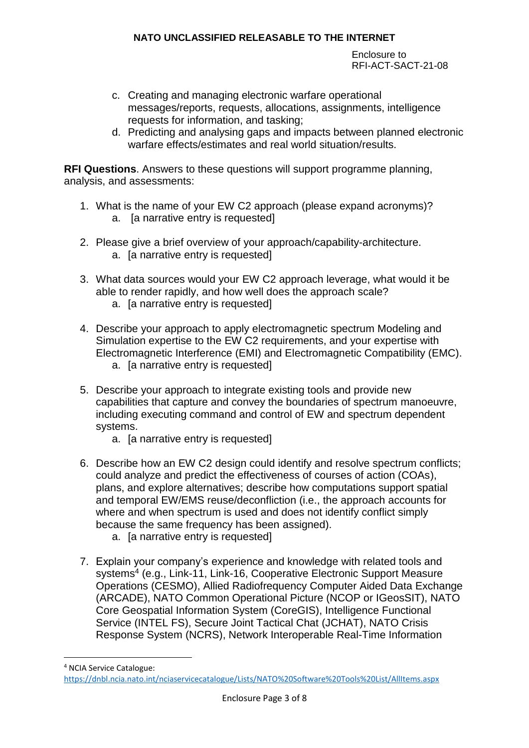Enclosure to RFI-ACT-SACT-21-08

c. Creating and managing electronic warfare operational messages/reports, requests, allocations, assignments, intelligence requests for information, and tasking;
d. Predicting and analysing gaps and impacts between planned electronic warfare effects/estimates and real world situation/results.

**RFI Questions**. Answers to these questions will support programme planning, analysis, and assessments:

1. What is the name of your EW C2 approach (please expand acronyms)?
   a. [a narrative entry is requested]

2. Please give a brief overview of your approach/capability-architecture.
   a. [a narrative entry is requested]

3. What data sources would your EW C2 approach leverage, what would it be able to render rapidly, and how well does the approach scale?
   a. [a narrative entry is requested]

4. Describe your approach to apply electromagnetic spectrum Modeling and Simulation expertise to the EW C2 requirements, and your expertise with Electromagnetic Interference (EMI) and Electromagnetic Compatibility (EMC).
   a. [a narrative entry is requested]

5. Describe your approach to integrate existing tools and provide new capabilities that capture and convey the boundaries of spectrum manoeuvre, including executing command and control of EW and spectrum dependent systems.
   a. [a narrative entry is requested]

6. Describe how an EW C2 design could identify and resolve spectrum conflicts; could analyze and predict the effectiveness of courses of action (COAs), plans, and explore alternatives; describe how computations support spatial and temporal EW/EMS reuse/deconfliction (i.e., the approach accounts for where and when spectrum is used and does not identify conflict simply because the same frequency has been assigned).
   a. [a narrative entry is requested]

7. Explain your company's experience and knowledge with related tools and systems[4] (e.g., Link-11, Link-16, Cooperative Electronic Support Measure Operations (CESMO), Allied Radiofrequency Computer Aided Data Exchange (ARCADE), NATO Common Operational Picture (NCOP or IGeosSIT), NATO Core Geospatial Information System (CoreGIS), Intelligence Functional Service (INTEL FS), Secure Joint Tactical Chat (JCHAT), NATO Crisis Response System (NCRS), Network Interoperable Real-Time Information

---

[4] NCIA Service Catalogue: https://dnbl.ncia.nato.int/nciaservicecatalogue/Lists/NATO%20Software%20Tools%20List/AllItems.aspx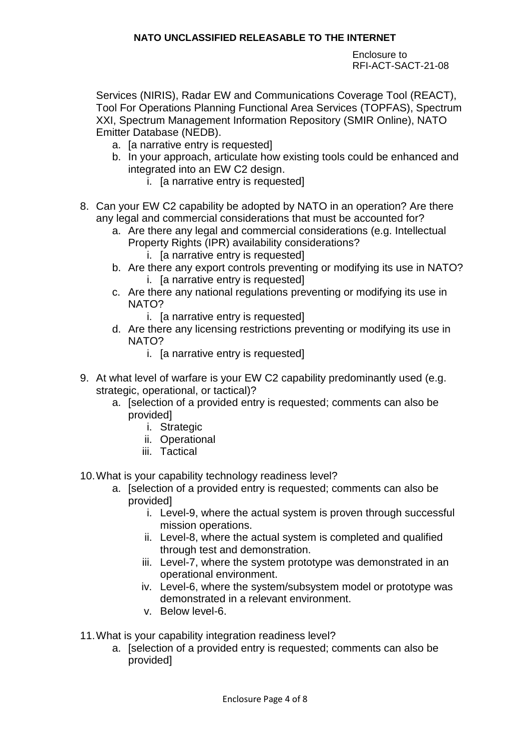Services (NIRIS), Radar EW and Communications Coverage Tool (REACT), Tool For Operations Planning Functional Area Services (TOPFAS), Spectrum XXI, Spectrum Management Information Repository (SMIR Online), NATO Emitter Database (NEDB).

   a. [a narrative entry is requested]
   b. In your approach, articulate how existing tools could be enhanced and integrated into an EW C2 design.
      i. [a narrative entry is requested]

8. Can your EW C2 capability be adopted by NATO in an operation? Are there any legal and commercial considerations that must be accounted for?
   a. Are there any legal and commercial considerations (e.g. Intellectual Property Rights (IPR) availability considerations?
      i. [a narrative entry is requested]
   b. Are there any export controls preventing or modifying its use in NATO?
      i. [a narrative entry is requested]
   c. Are there any national regulations preventing or modifying its use in NATO?
      i. [a narrative entry is requested]
   d. Are there any licensing restrictions preventing or modifying its use in NATO?
      i. [a narrative entry is requested]

9. At what level of warfare is your EW C2 capability predominantly used (e.g. strategic, operational, or tactical)?
   a. [selection of a provided entry is requested; comments can also be provided]
      i. Strategic
      ii. Operational
      iii. Tactical

10. What is your capability technology readiness level?
    a. [selection of a provided entry is requested; comments can also be provided]
       i. Level-9, where the actual system is proven through successful mission operations.
       ii. Level-8, where the actual system is completed and qualified through test and demonstration.
       iii. Level-7, where the system prototype was demonstrated in an operational environment.
       iv. Level-6, where the system/subsystem model or prototype was demonstrated in a relevant environment.
       v. Below level-6.

11. What is your capability integration readiness level?
    a. [selection of a provided entry is requested; comments can also be provided]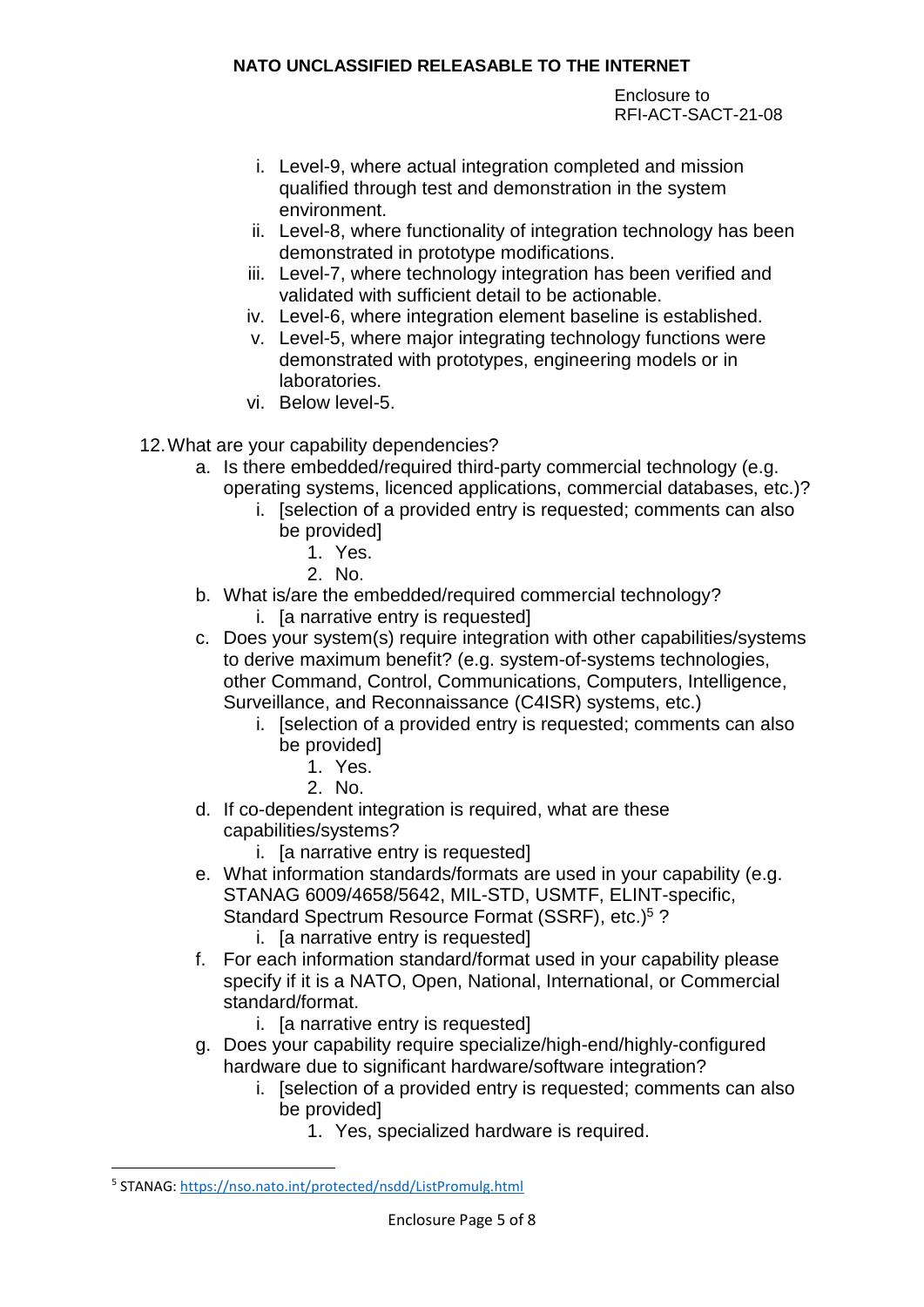i. Level-9, where actual integration completed and mission qualified through test and demonstration in the system environment.
ii. Level-8, where functionality of integration technology has been demonstrated in prototype modifications.
iii. Level-7, where technology integration has been verified and validated with sufficient detail to be actionable.
iv. Level-6, where integration element baseline is established.
v. Level-5, where major integrating technology functions were demonstrated with prototypes, engineering models or in laboratories.
vi. Below level-5.

12. What are your capability dependencies?
    a. Is there embedded/required third-party commercial technology (e.g. operating systems, licenced applications, commercial databases, etc.)?
        i. [selection of a provided entry is requested; comments can also be provided]
            1. Yes.
            2. No.
    b. What is/are the embedded/required commercial technology?
        i. [a narrative entry is requested]
    c. Does your system(s) require integration with other capabilities/systems to derive maximum benefit? (e.g. system-of-systems technologies, other Command, Control, Communications, Computers, Intelligence, Surveillance, and Reconnaissance (C4ISR) systems, etc.)
        i. [selection of a provided entry is requested; comments can also be provided]
            1. Yes.
            2. No.
    d. If co-dependent integration is required, what are these capabilities/systems?
        i. [a narrative entry is requested]
    e. What information standards/formats are used in your capability (e.g. STANAG 6009/4658/5642, MIL-STD, USMTF, ELINT-specific, Standard Spectrum Resource Format (SSRF), etc.)[5] ?
        i. [a narrative entry is requested]
    f. For each information standard/format used in your capability please specify if it is a NATO, Open, National, International, or Commercial standard/format.
        i. [a narrative entry is requested]
    g. Does your capability require specialize/high-end/highly-configured hardware due to significant hardware/software integration?
        i. [selection of a provided entry is requested; comments can also be provided]
            1. Yes, specialized hardware is required.

[5] STANAG: https://nso.nato.int/protected/nsdd/ListPromulg.html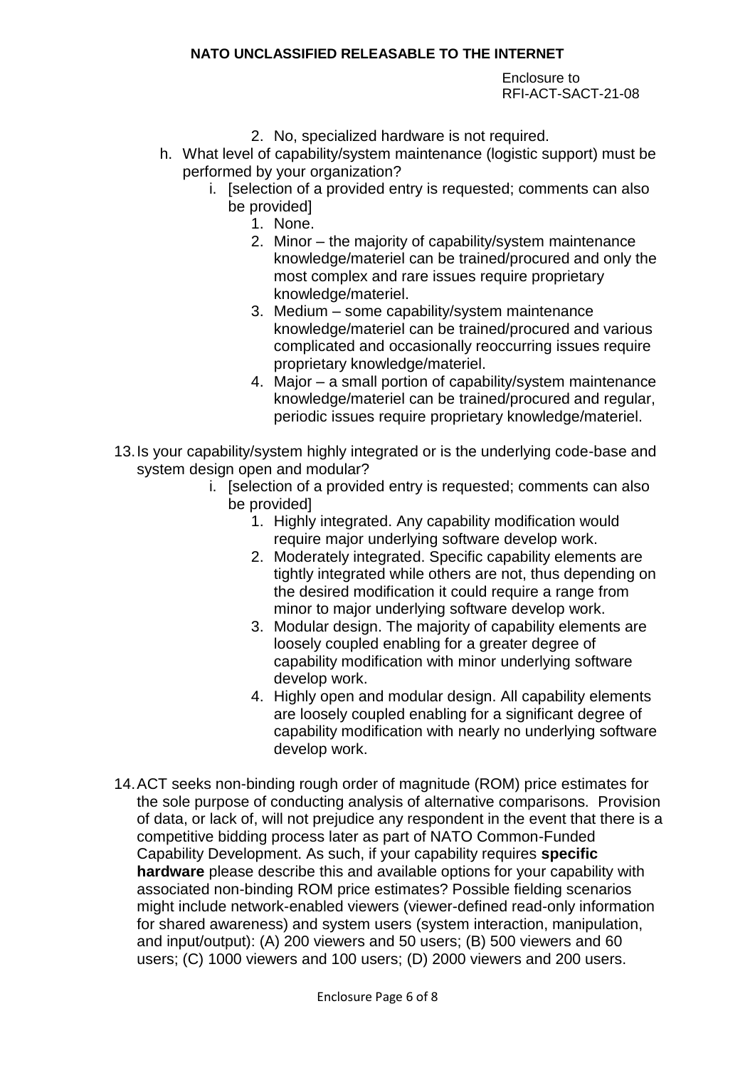2. No, specialized hardware is not required.

h. What level of capability/system maintenance (logistic support) must be performed by your organization?

   i. [selection of a provided entry is requested; comments can also be provided]

      1. None.
      2. Minor – the majority of capability/system maintenance knowledge/materiel can be trained/procured and only the most complex and rare issues require proprietary knowledge/materiel.
      3. Medium – some capability/system maintenance knowledge/materiel can be trained/procured and various complicated and occasionally reoccurring issues require proprietary knowledge/materiel.
      4. Major – a small portion of capability/system maintenance knowledge/materiel can be trained/procured and regular, periodic issues require proprietary knowledge/materiel.

13. Is your capability/system highly integrated or is the underlying code-base and system design open and modular?

   i. [selection of a provided entry is requested; comments can also be provided]

      1. Highly integrated. Any capability modification would require major underlying software develop work.
      2. Moderately integrated. Specific capability elements are tightly integrated while others are not, thus depending on the desired modification it could require a range from minor to major underlying software develop work.
      3. Modular design. The majority of capability elements are loosely coupled enabling for a greater degree of capability modification with minor underlying software develop work.
      4. Highly open and modular design. All capability elements are loosely coupled enabling for a significant degree of capability modification with nearly no underlying software develop work.

14. ACT seeks non-binding rough order of magnitude (ROM) price estimates for the sole purpose of conducting analysis of alternative comparisons. Provision of data, or lack of, will not prejudice any respondent in the event that there is a competitive bidding process later as part of NATO Common-Funded Capability Development. As such, if your capability requires **specific hardware** please describe this and available options for your capability with associated non-binding ROM price estimates? Possible fielding scenarios might include network-enabled viewers (viewer-defined read-only information for shared awareness) and system users (system interaction, manipulation, and input/output): (A) 200 viewers and 50 users; (B) 500 viewers and 60 users; (C) 1000 viewers and 100 users; (D) 2000 viewers and 200 users.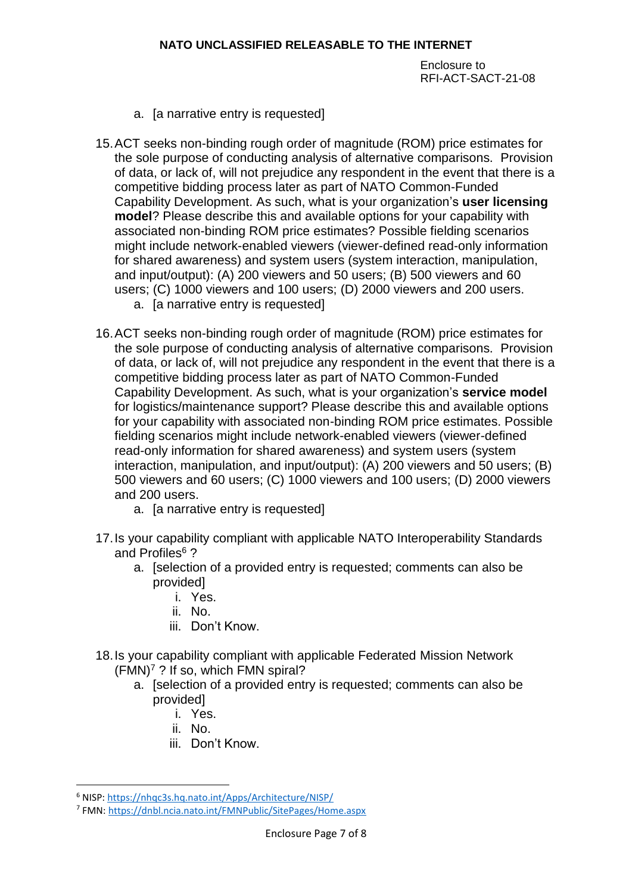a. [a narrative entry is requested]

15. ACT seeks non-binding rough order of magnitude (ROM) price estimates for the sole purpose of conducting analysis of alternative comparisons. Provision of data, or lack of, will not prejudice any respondent in the event that there is a competitive bidding process later as part of NATO Common-Funded Capability Development. As such, what is your organization's **user licensing model**? Please describe this and available options for your capability with associated non-binding ROM price estimates? Possible fielding scenarios might include network-enabled viewers (viewer-defined read-only information for shared awareness) and system users (system interaction, manipulation, and input/output): (A) 200 viewers and 50 users; (B) 500 viewers and 60 users; (C) 1000 viewers and 100 users; (D) 2000 viewers and 200 users.
    a. [a narrative entry is requested]

16. ACT seeks non-binding rough order of magnitude (ROM) price estimates for the sole purpose of conducting analysis of alternative comparisons. Provision of data, or lack of, will not prejudice any respondent in the event that there is a competitive bidding process later as part of NATO Common-Funded Capability Development. As such, what is your organization's **service model** for logistics/maintenance support? Please describe this and available options for your capability with associated non-binding ROM price estimates. Possible fielding scenarios might include network-enabled viewers (viewer-defined read-only information for shared awareness) and system users (system interaction, manipulation, and input/output): (A) 200 viewers and 50 users; (B) 500 viewers and 60 users; (C) 1000 viewers and 100 users; (D) 2000 viewers and 200 users.
    a. [a narrative entry is requested]

17. Is your capability compliant with applicable NATO Interoperability Standards and Profiles[6] ?
    a. [selection of a provided entry is requested; comments can also be provided]
        i. Yes.
        ii. No.
        iii. Don't Know.

18. Is your capability compliant with applicable Federated Mission Network (FMN)[7] ? If so, which FMN spiral?
    a. [selection of a provided entry is requested; comments can also be provided]
        i. Yes.
        ii. No.
        iii. Don't Know.

---

[6] NISP: https://nhqc3s.hq.nato.int/Apps/Architecture/NISP/

[7] FMN: https://dnbl.ncia.nato.int/FMNPublic/SitePages/Home.aspx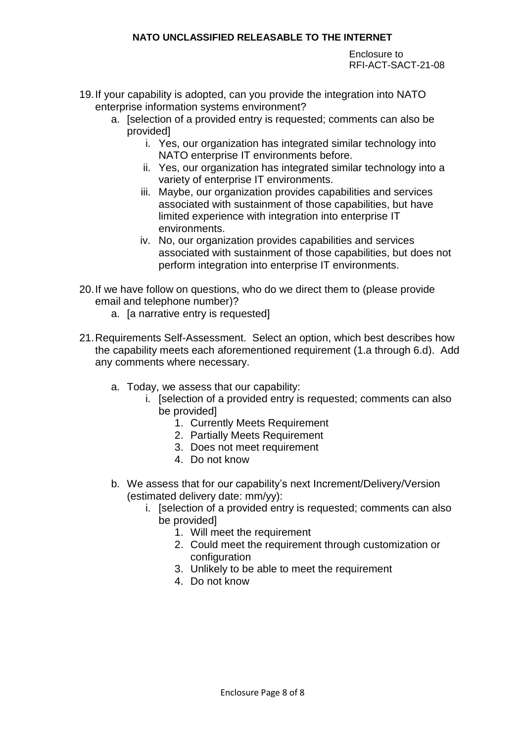19. If your capability is adopted, can you provide the integration into NATO enterprise information systems environment?
    a. [selection of a provided entry is requested; comments can also be provided]
        i. Yes, our organization has integrated similar technology into NATO enterprise IT environments before.
        ii. Yes, our organization has integrated similar technology into a variety of enterprise IT environments.
        iii. Maybe, our organization provides capabilities and services associated with sustainment of those capabilities, but have limited experience with integration into enterprise IT environments.
        iv. No, our organization provides capabilities and services associated with sustainment of those capabilities, but does not perform integration into enterprise IT environments.

20. If we have follow on questions, who do we direct them to (please provide email and telephone number)?
    a. [a narrative entry is requested]

21. Requirements Self-Assessment. Select an option, which best describes how the capability meets each aforementioned requirement (1.a through 6.d). Add any comments where necessary.

    a. Today, we assess that our capability:
        i. [selection of a provided entry is requested; comments can also be provided]
            1. Currently Meets Requirement
            2. Partially Meets Requirement
            3. Does not meet requirement
            4. Do not know

    b. We assess that for our capability's next Increment/Delivery/Version (estimated delivery date: mm/yy):
        i. [selection of a provided entry is requested; comments can also be provided]
            1. Will meet the requirement
            2. Could meet the requirement through customization or configuration
            3. Unlikely to be able to meet the requirement
            4. Do not know